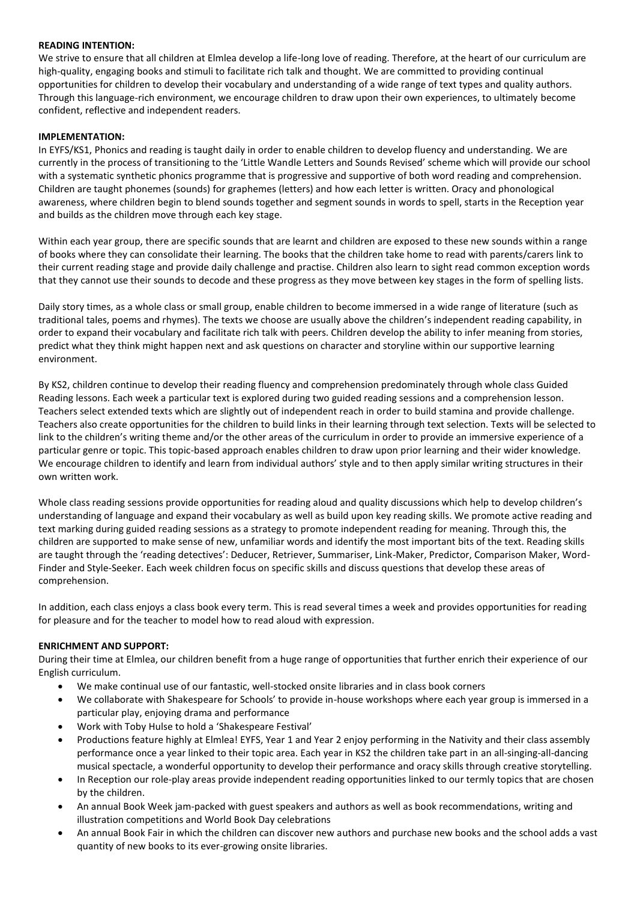**READING INTENTION:**

We strive to ensure that all children at Elmlea develop a life-long love of reading. Therefore, at the heart of our curriculum are high-quality, engaging books and stimuli to facilitate rich talk and thought. We are committed to providing continual opportunities for children to develop their vocabulary and understanding of a wide range of text types and quality authors. Through this language-rich environment, we encourage children to draw upon their own experiences, to ultimately become confident, reflective and independent readers.

**IMPLEMENTATION:**

In EYFS/KS1, Phonics and reading is taught daily in order to enable children to develop fluency and understanding. We are currently in the process of transitioning to the 'Little Wandle Letters and Sounds Revised' scheme which will provide our school with a systematic synthetic phonics programme that is progressive and supportive of both word reading and comprehension. Children are taught phonemes (sounds) for graphemes (letters) and how each letter is written. Oracy and phonological awareness, where children begin to blend sounds together and segment sounds in words to spell, starts in the Reception year and builds as the children move through each key stage.

Within each year group, there are specific sounds that are learnt and children are exposed to these new sounds within a range of books where they can consolidate their learning. The books that the children take home to read with parents/carers link to their current reading stage and provide daily challenge and practise. Children also learn to sight read common exception words that they cannot use their sounds to decode and these progress as they move between key stages in the form of spelling lists.

Daily story times, as a whole class or small group, enable children to become immersed in a wide range of literature (such as traditional tales, poems and rhymes). The texts we choose are usually above the children's independent reading capability, in order to expand their vocabulary and facilitate rich talk with peers. Children develop the ability to infer meaning from stories, predict what they think might happen next and ask questions on character and storyline within our supportive learning environment.

By KS2, children continue to develop their reading fluency and comprehension predominately through whole class Guided Reading lessons. Each week a particular text is explored during two guided reading sessions and a comprehension lesson. Teachers select extended texts which are slightly out of independent reach in order to build stamina and provide challenge. Teachers also create opportunities for the children to build links in their learning through text selection. Texts will be selected to link to the children's writing theme and/or the other areas of the curriculum in order to provide an immersive experience of a particular genre or topic. This topic-based approach enables children to draw upon prior learning and their wider knowledge. We encourage children to identify and learn from individual authors' style and to then apply similar writing structures in their own written work.

Whole class reading sessions provide opportunities for reading aloud and quality discussions which help to develop children's understanding of language and expand their vocabulary as well as build upon key reading skills. We promote active reading and text marking during guided reading sessions as a strategy to promote independent reading for meaning. Through this, the children are supported to make sense of new, unfamiliar words and identify the most important bits of the text. Reading skills are taught through the 'reading detectives': Deducer, Retriever, Summariser, Link-Maker, Predictor, Comparison Maker, Word-Finder and Style-Seeker. Each week children focus on specific skills and discuss questions that develop these areas of comprehension.

In addition, each class enjoys a class book every term. This is read several times a week and provides opportunities for reading for pleasure and for the teacher to model how to read aloud with expression.

**ENRICHMENT AND SUPPORT:**

During their time at Elmlea, our children benefit from a huge range of opportunities that further enrich their experience of our English curriculum.

- We make continual use of our fantastic, well-stocked onsite libraries and in class book corners
- We collaborate with Shakespeare for Schools' to provide in-house workshops where each year group is immersed in a particular play, enjoying drama and performance
- Work with Toby Hulse to hold a 'Shakespeare Festival'
- Productions feature highly at Elmlea! EYFS, Year 1 and Year 2 enjoy performing in the Nativity and their class assembly performance once a year linked to their topic area. Each year in KS2 the children take part in an all-singing-all-dancing musical spectacle, a wonderful opportunity to develop their performance and oracy skills through creative storytelling.
- In Reception our role-play areas provide independent reading opportunities linked to our termly topics that are chosen by the children.
- An annual Book Week jam-packed with guest speakers and authors as well as book recommendations, writing and illustration competitions and World Book Day celebrations
- An annual Book Fair in which the children can discover new authors and purchase new books and the school adds a vast quantity of new books to its ever-growing onsite libraries.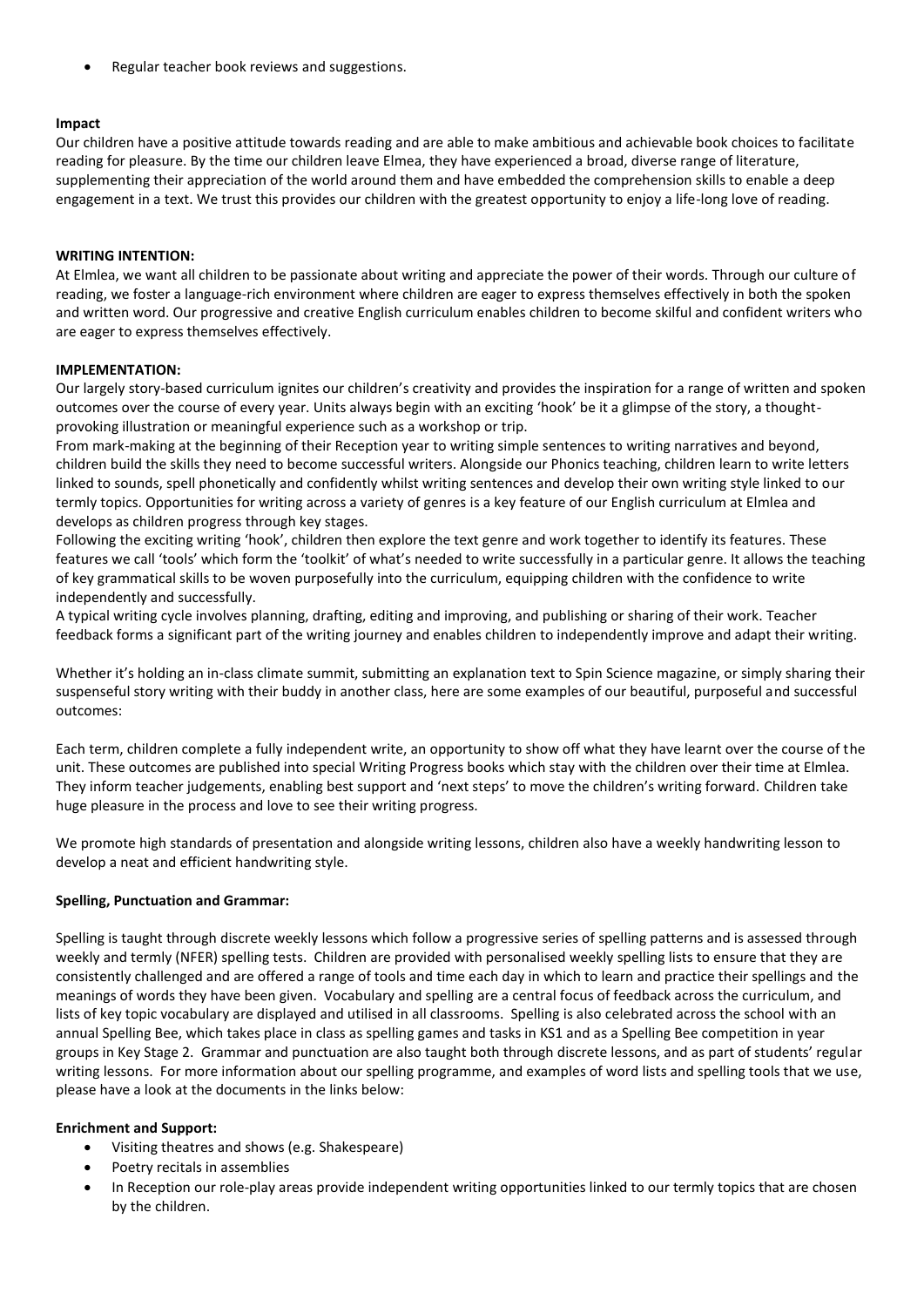- Regular teacher book reviews and suggestions.

**Impact**

Our children have a positive attitude towards reading and are able to make ambitious and achievable book choices to facilitate reading for pleasure. By the time our children leave Elmea, they have experienced a broad, diverse range of literature, supplementing their appreciation of the world around them and have embedded the comprehension skills to enable a deep engagement in a text. We trust this provides our children with the greatest opportunity to enjoy a life-long love of reading.

**WRITING INTENTION:**

At Elmlea, we want all children to be passionate about writing and appreciate the power of their words. Through our culture of reading, we foster a language-rich environment where children are eager to express themselves effectively in both the spoken and written word. Our progressive and creative English curriculum enables children to become skilful and confident writers who are eager to express themselves effectively.

**IMPLEMENTATION:**

Our largely story-based curriculum ignites our children's creativity and provides the inspiration for a range of written and spoken outcomes over the course of every year. Units always begin with an exciting 'hook' be it a glimpse of the story, a thought-provoking illustration or meaningful experience such as a workshop or trip.

From mark-making at the beginning of their Reception year to writing simple sentences to writing narratives and beyond, children build the skills they need to become successful writers. Alongside our Phonics teaching, children learn to write letters linked to sounds, spell phonetically and confidently whilst writing sentences and develop their own writing style linked to our termly topics. Opportunities for writing across a variety of genres is a key feature of our English curriculum at Elmlea and develops as children progress through key stages.

Following the exciting writing 'hook', children then explore the text genre and work together to identify its features. These features we call 'tools' which form the 'toolkit' of what's needed to write successfully in a particular genre. It allows the teaching of key grammatical skills to be woven purposefully into the curriculum, equipping children with the confidence to write independently and successfully.

A typical writing cycle involves planning, drafting, editing and improving, and publishing or sharing of their work. Teacher feedback forms a significant part of the writing journey and enables children to independently improve and adapt their writing.

Whether it's holding an in-class climate summit, submitting an explanation text to Spin Science magazine, or simply sharing their suspenseful story writing with their buddy in another class, here are some examples of our beautiful, purposeful and successful outcomes:

Each term, children complete a fully independent write, an opportunity to show off what they have learnt over the course of the unit. These outcomes are published into special Writing Progress books which stay with the children over their time at Elmlea. They inform teacher judgements, enabling best support and 'next steps' to move the children's writing forward. Children take huge pleasure in the process and love to see their writing progress.

We promote high standards of presentation and alongside writing lessons, children also have a weekly handwriting lesson to develop a neat and efficient handwriting style.

**Spelling, Punctuation and Grammar:**

Spelling is taught through discrete weekly lessons which follow a progressive series of spelling patterns and is assessed through weekly and termly (NFER) spelling tests. Children are provided with personalised weekly spelling lists to ensure that they are consistently challenged and are offered a range of tools and time each day in which to learn and practice their spellings and the meanings of words they have been given. Vocabulary and spelling are a central focus of feedback across the curriculum, and lists of key topic vocabulary are displayed and utilised in all classrooms. Spelling is also celebrated across the school with an annual Spelling Bee, which takes place in class as spelling games and tasks in KS1 and as a Spelling Bee competition in year groups in Key Stage 2. Grammar and punctuation are also taught both through discrete lessons, and as part of students' regular writing lessons. For more information about our spelling programme, and examples of word lists and spelling tools that we use, please have a look at the documents in the links below:

**Enrichment and Support:**

- Visiting theatres and shows (e.g. Shakespeare)
- Poetry recitals in assemblies
- In Reception our role-play areas provide independent writing opportunities linked to our termly topics that are chosen by the children.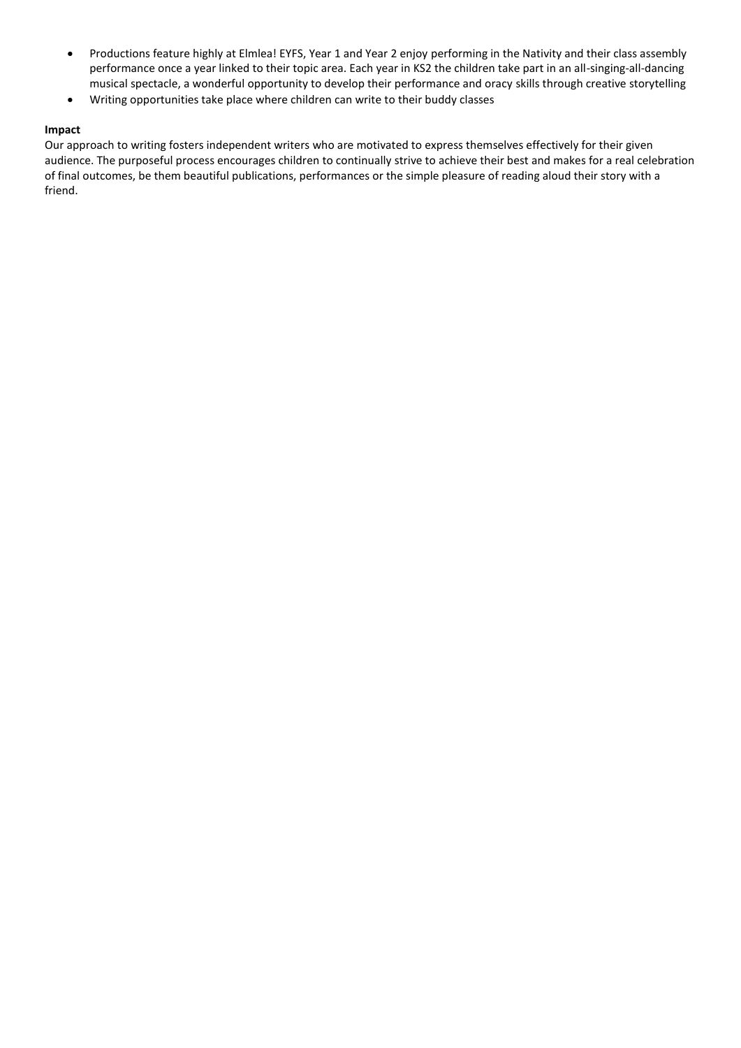- Productions feature highly at Elmlea! EYFS, Year 1 and Year 2 enjoy performing in the Nativity and their class assembly performance once a year linked to their topic area. Each year in KS2 the children take part in an all-singing-all-dancing musical spectacle, a wonderful opportunity to develop their performance and oracy skills through creative storytelling
- Writing opportunities take place where children can write to their buddy classes

**Impact**

Our approach to writing fosters independent writers who are motivated to express themselves effectively for their given audience. The purposeful process encourages children to continually strive to achieve their best and makes for a real celebration of final outcomes, be them beautiful publications, performances or the simple pleasure of reading aloud their story with a friend.